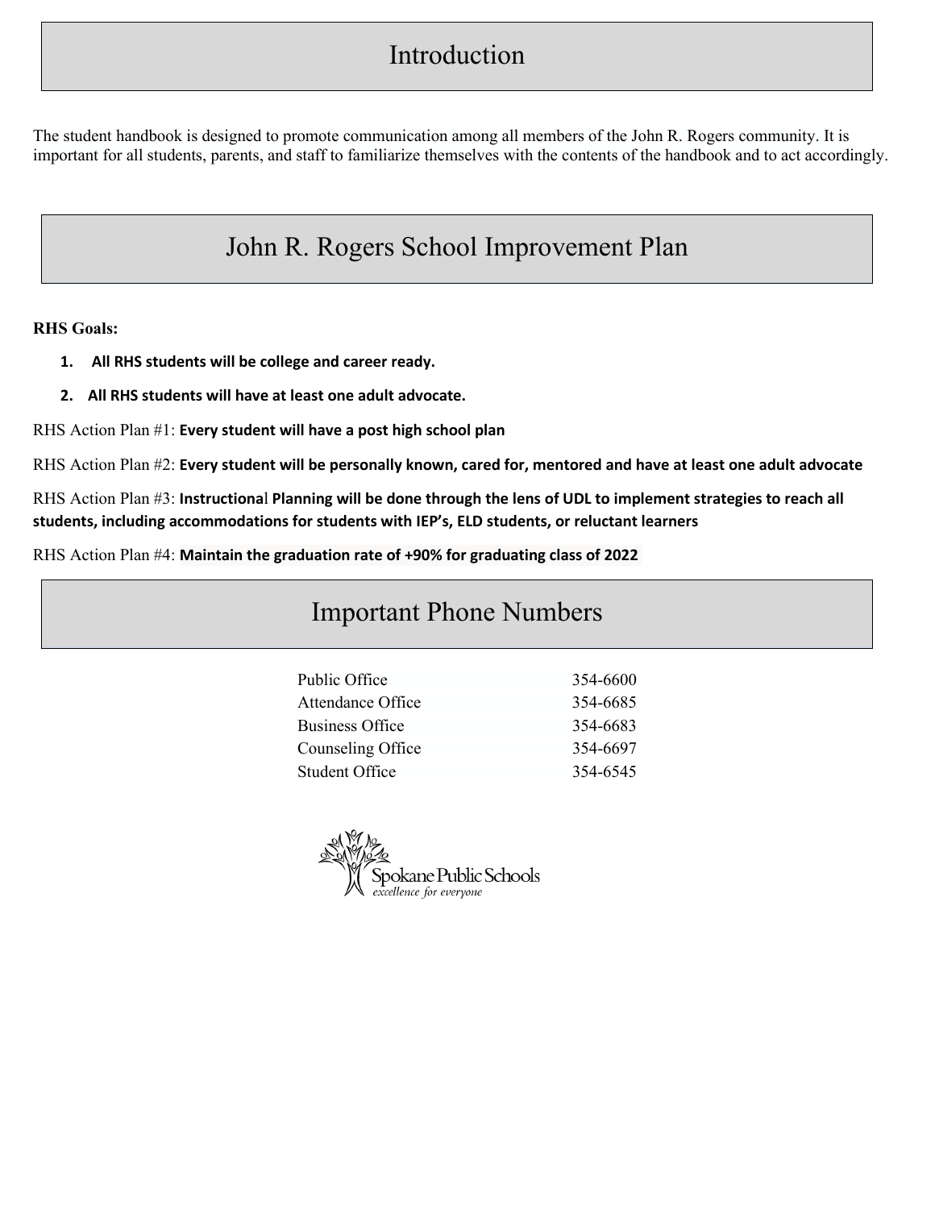# Introduction

The student handbook is designed to promote communication among all members of the John R. Rogers community. It is important for all students, parents, and staff to familiarize themselves with the contents of the handbook and to act accordingly.

# John R. Rogers School Improvement Plan

**RHS Goals:**

1. **All RHS students will be college and career ready.**
2. **All RHS students will have at least one adult advocate.**

RHS Action Plan #1: **Every student will have a post high school plan**

RHS Action Plan #2: **Every student will be personally known, cared for, mentored and have at least one adult advocate**

RHS Action Plan #3: **Instructional Planning will be done through the lens of UDL to implement strategies to reach all students, including accommodations for students with IEP's, ELD students, or reluctant learners**

RHS Action Plan #4: **Maintain the graduation rate of +90% for graduating class of 2022**

# Important Phone Numbers

| | |
|---|---|
| Public Office | 354-6600 |
| Attendance Office | 354-6685 |
| Business Office | 354-6683 |
| Counseling Office | 354-6697 |
| Student Office | 354-6545 |

Spokane Public Schools
*excellence for everyone*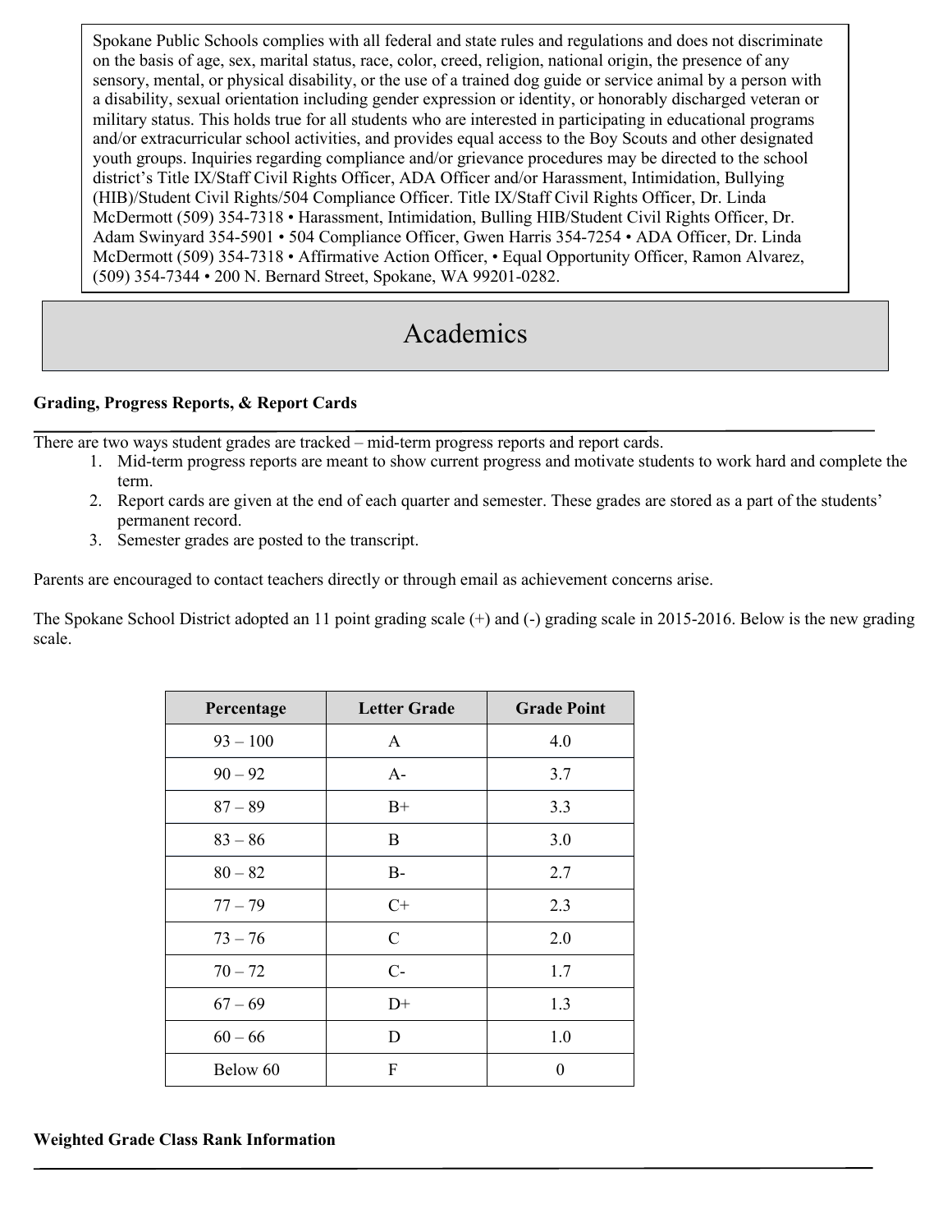Spokane Public Schools complies with all federal and state rules and regulations and does not discriminate on the basis of age, sex, marital status, race, color, creed, religion, national origin, the presence of any sensory, mental, or physical disability, or the use of a trained dog guide or service animal by a person with a disability, sexual orientation including gender expression or identity, or honorably discharged veteran or military status. This holds true for all students who are interested in participating in educational programs and/or extracurricular school activities, and provides equal access to the Boy Scouts and other designated youth groups. Inquiries regarding compliance and/or grievance procedures may be directed to the school district's Title IX/Staff Civil Rights Officer, ADA Officer and/or Harassment, Intimidation, Bullying (HIB)/Student Civil Rights/504 Compliance Officer. Title IX/Staff Civil Rights Officer, Dr. Linda McDermott (509) 354-7318 • Harassment, Intimidation, Bulling HIB/Student Civil Rights Officer, Dr. Adam Swinyard 354-5901 • 504 Compliance Officer, Gwen Harris 354-7254 • ADA Officer, Dr. Linda McDermott (509) 354-7318 • Affirmative Action Officer, • Equal Opportunity Officer, Ramon Alvarez, (509) 354-7344 • 200 N. Bernard Street, Spokane, WA 99201-0282.

# Academics

**Grading, Progress Reports, & Report Cards**

There are two ways student grades are tracked – mid-term progress reports and report cards.

1. Mid-term progress reports are meant to show current progress and motivate students to work hard and complete the term.
2. Report cards are given at the end of each quarter and semester. These grades are stored as a part of the students' permanent record.
3. Semester grades are posted to the transcript.

Parents are encouraged to contact teachers directly or through email as achievement concerns arise.

The Spokane School District adopted an 11 point grading scale (+) and (-) grading scale in 2015-2016. Below is the new grading scale.

| Percentage | Letter Grade | Grade Point |
|---|---|---|
| 93 – 100 | A | 4.0 |
| 90 – 92 | A- | 3.7 |
| 87 – 89 | B+ | 3.3 |
| 83 – 86 | B | 3.0 |
| 80 – 82 | B- | 2.7 |
| 77 – 79 | C+ | 2.3 |
| 73 – 76 | C | 2.0 |
| 70 – 72 | C- | 1.7 |
| 67 – 69 | D+ | 1.3 |
| 60 – 66 | D | 1.0 |
| Below 60 | F | 0 |

**Weighted Grade Class Rank Information**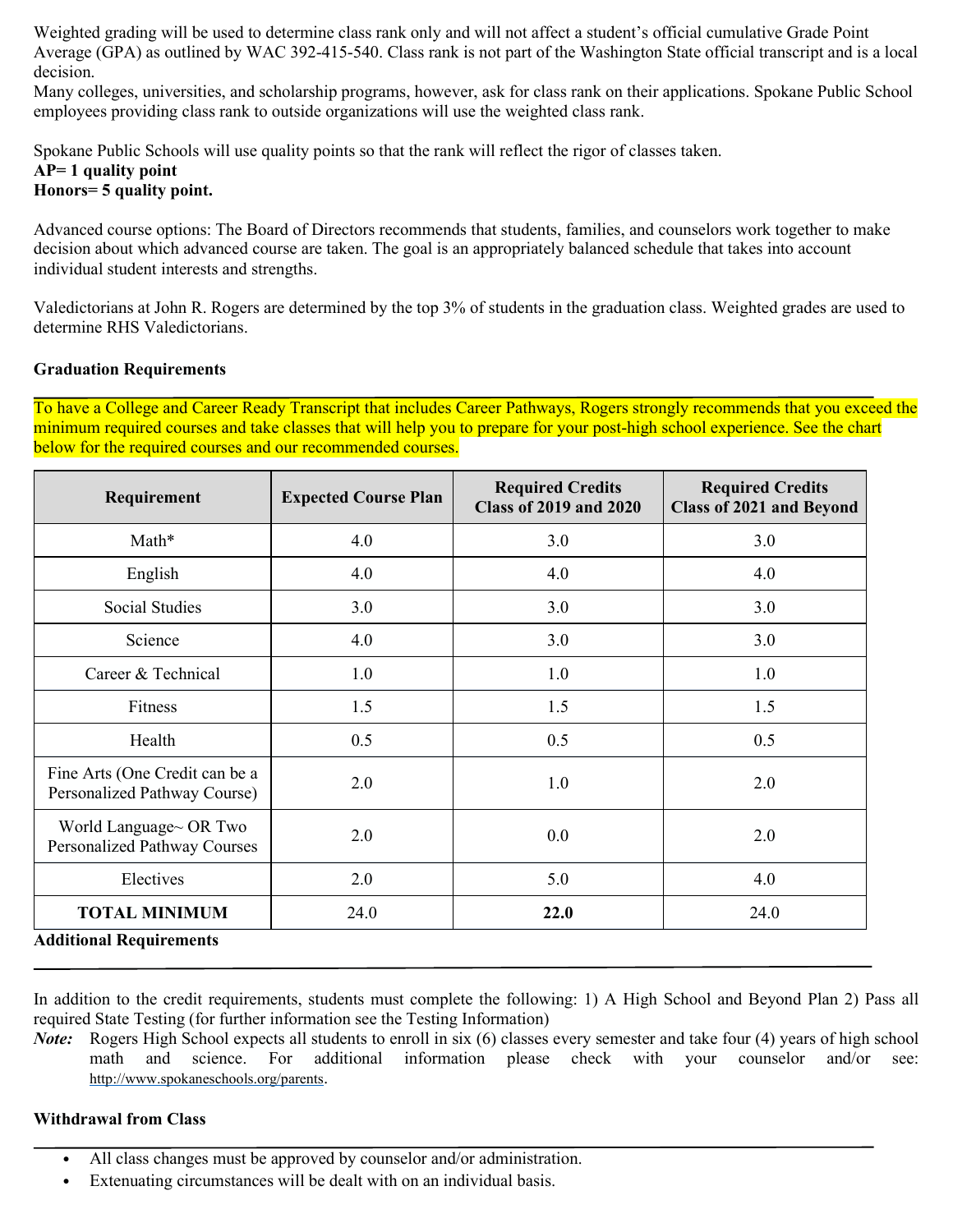Weighted grading will be used to determine class rank only and will not affect a student's official cumulative Grade Point Average (GPA) as outlined by WAC 392-415-540. Class rank is not part of the Washington State official transcript and is a local decision.
Many colleges, universities, and scholarship programs, however, ask for class rank on their applications. Spokane Public School employees providing class rank to outside organizations will use the weighted class rank.

Spokane Public Schools will use quality points so that the rank will reflect the rigor of classes taken.
**AP= 1 quality point**
**Honors= 5 quality point.**

Advanced course options: The Board of Directors recommends that students, families, and counselors work together to make decision about which advanced course are taken. The goal is an appropriately balanced schedule that takes into account individual student interests and strengths.

Valedictorians at John R. Rogers are determined by the top 3% of students in the graduation class. Weighted grades are used to determine RHS Valedictorians.

### Graduation Requirements

To have a College and Career Ready Transcript that includes Career Pathways, Rogers strongly recommends that you exceed the minimum required courses and take classes that will help you to prepare for your post-high school experience. See the chart below for the required courses and our recommended courses.

| Requirement | Expected Course Plan | Required Credits Class of 2019 and 2020 | Required Credits Class of 2021 and Beyond |
|---|---|---|---|
| Math* | 4.0 | 3.0 | 3.0 |
| English | 4.0 | 4.0 | 4.0 |
| Social Studies | 3.0 | 3.0 | 3.0 |
| Science | 4.0 | 3.0 | 3.0 |
| Career & Technical | 1.0 | 1.0 | 1.0 |
| Fitness | 1.5 | 1.5 | 1.5 |
| Health | 0.5 | 0.5 | 0.5 |
| Fine Arts (One Credit can be a Personalized Pathway Course) | 2.0 | 1.0 | 2.0 |
| World Language~ OR Two Personalized Pathway Courses | 2.0 | 0.0 | 2.0 |
| Electives | 2.0 | 5.0 | 4.0 |
| **TOTAL MINIMUM** | 24.0 | **22.0** | 24.0 |

### Additional Requirements

In addition to the credit requirements, students must complete the following: 1) A High School and Beyond Plan 2) Pass all required State Testing (for further information see the Testing Information)

***Note:*** Rogers High School expects all students to enroll in six (6) classes every semester and take four (4) years of high school math and science. For additional information please check with your counselor and/or see: http://www.spokaneschools.org/parents.

### Withdrawal from Class

- All class changes must be approved by counselor and/or administration.
- Extenuating circumstances will be dealt with on an individual basis.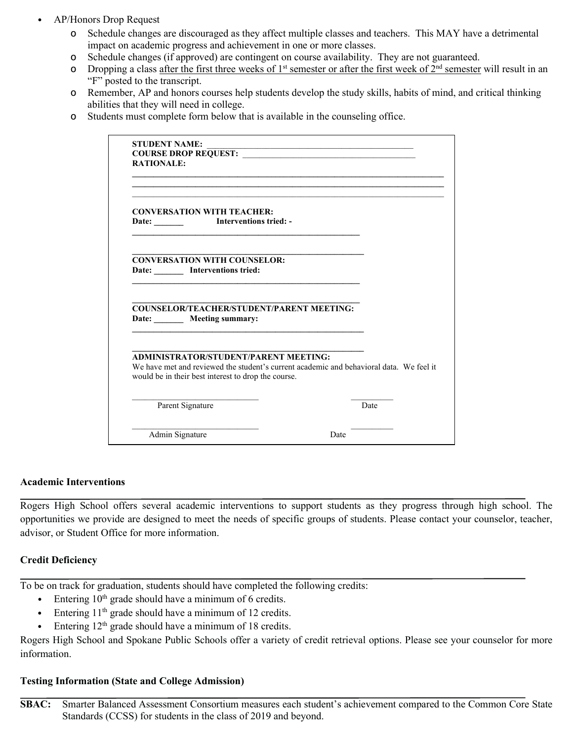- AP/Honors Drop Request
  - Schedule changes are discouraged as they affect multiple classes and teachers. This MAY have a detrimental impact on academic progress and achievement in one or more classes.
  - Schedule changes (if approved) are contingent on course availability. They are not guaranteed.
  - Dropping a class <u>after the first three weeks of 1st semester or after the first week of 2nd semester</u> will result in an "F" posted to the transcript.
  - Remember, AP and honors courses help students develop the study skills, habits of mind, and critical thinking abilities that they will need in college.
  - Students must complete form below that is available in the counseling office.

---

**STUDENT NAME:** ______________________________________________

**COURSE DROP REQUEST:** ________________________________________

**RATIONALE:**

__________________________________________________________________________

__________________________________________________________________________

__________________________________________________________________________

**CONVERSATION WITH TEACHER:**

**Date:** _______ **Interventions tried:** -

______________________________________________________

______________________________________________________

**CONVERSATION WITH COUNSELOR:**

**Date:** _______ **Interventions tried:**

______________________________________________________

______________________________________________________

**COUNSELOR/TEACHER/STUDENT/PARENT MEETING:**

**Date:** _______ **Meeting summary:**

______________________________________________________

______________________________________________________

**ADMINISTRATOR/STUDENT/PARENT MEETING:**

We have met and reviewed the student's current academic and behavioral data. We feel it would be in their best interest to drop the course.

______________________________ __________

Parent Signature Date

______________________________ __________

Admin Signature Date

---

**Academic Interventions**

Rogers High School offers several academic interventions to support students as they progress through high school. The opportunities we provide are designed to meet the needs of specific groups of students. Please contact your counselor, teacher, advisor, or Student Office for more information.

**Credit Deficiency**

To be on track for graduation, students should have completed the following credits:

- Entering 10th grade should have a minimum of 6 credits.
- Entering 11th grade should have a minimum of 12 credits.
- Entering 12th grade should have a minimum of 18 credits.

Rogers High School and Spokane Public Schools offer a variety of credit retrieval options. Please see your counselor for more information.

**Testing Information (State and College Admission)**

**SBAC:** Smarter Balanced Assessment Consortium measures each student's achievement compared to the Common Core State Standards (CCSS) for students in the class of 2019 and beyond.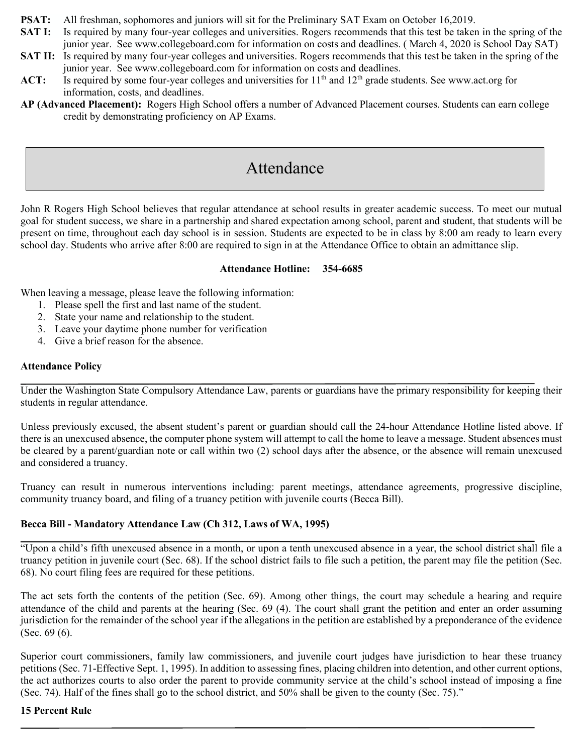**PSAT:** All freshman, sophomores and juniors will sit for the Preliminary SAT Exam on October 16,2019.

**SAT I:** Is required by many four-year colleges and universities. Rogers recommends that this test be taken in the spring of the junior year. See www.collegeboard.com for information on costs and deadlines. ( March 4, 2020 is School Day SAT)

**SAT II:** Is required by many four-year colleges and universities. Rogers recommends that this test be taken in the spring of the junior year. See www.collegeboard.com for information on costs and deadlines.

**ACT:** Is required by some four-year colleges and universities for 11th and 12th grade students. See www.act.org for information, costs, and deadlines.

**AP (Advanced Placement):** Rogers High School offers a number of Advanced Placement courses. Students can earn college credit by demonstrating proficiency on AP Exams.

# Attendance

John R Rogers High School believes that regular attendance at school results in greater academic success. To meet our mutual goal for student success, we share in a partnership and shared expectation among school, parent and student, that students will be present on time, throughout each day school is in session. Students are expected to be in class by 8:00 am ready to learn every school day. Students who arrive after 8:00 are required to sign in at the Attendance Office to obtain an admittance slip.

**Attendance Hotline: 354-6685**

When leaving a message, please leave the following information:

1. Please spell the first and last name of the student.
2. State your name and relationship to the student.
3. Leave your daytime phone number for verification
4. Give a brief reason for the absence.

### Attendance Policy

Under the Washington State Compulsory Attendance Law, parents or guardians have the primary responsibility for keeping their students in regular attendance.

Unless previously excused, the absent student's parent or guardian should call the 24-hour Attendance Hotline listed above. If there is an unexcused absence, the computer phone system will attempt to call the home to leave a message. Student absences must be cleared by a parent/guardian note or call within two (2) school days after the absence, or the absence will remain unexcused and considered a truancy.

Truancy can result in numerous interventions including: parent meetings, attendance agreements, progressive discipline, community truancy board, and filing of a truancy petition with juvenile courts (Becca Bill).

### Becca Bill - Mandatory Attendance Law (Ch 312, Laws of WA, 1995)

"Upon a child's fifth unexcused absence in a month, or upon a tenth unexcused absence in a year, the school district shall file a truancy petition in juvenile court (Sec. 68). If the school district fails to file such a petition, the parent may file the petition (Sec. 68). No court filing fees are required for these petitions.

The act sets forth the contents of the petition (Sec. 69). Among other things, the court may schedule a hearing and require attendance of the child and parents at the hearing (Sec. 69 (4). The court shall grant the petition and enter an order assuming jurisdiction for the remainder of the school year if the allegations in the petition are established by a preponderance of the evidence (Sec. 69 (6).

Superior court commissioners, family law commissioners, and juvenile court judges have jurisdiction to hear these truancy petitions (Sec. 71-Effective Sept. 1, 1995). In addition to assessing fines, placing children into detention, and other current options, the act authorizes courts to also order the parent to provide community service at the child's school instead of imposing a fine (Sec. 74). Half of the fines shall go to the school district, and 50% shall be given to the county (Sec. 75)."

### 15 Percent Rule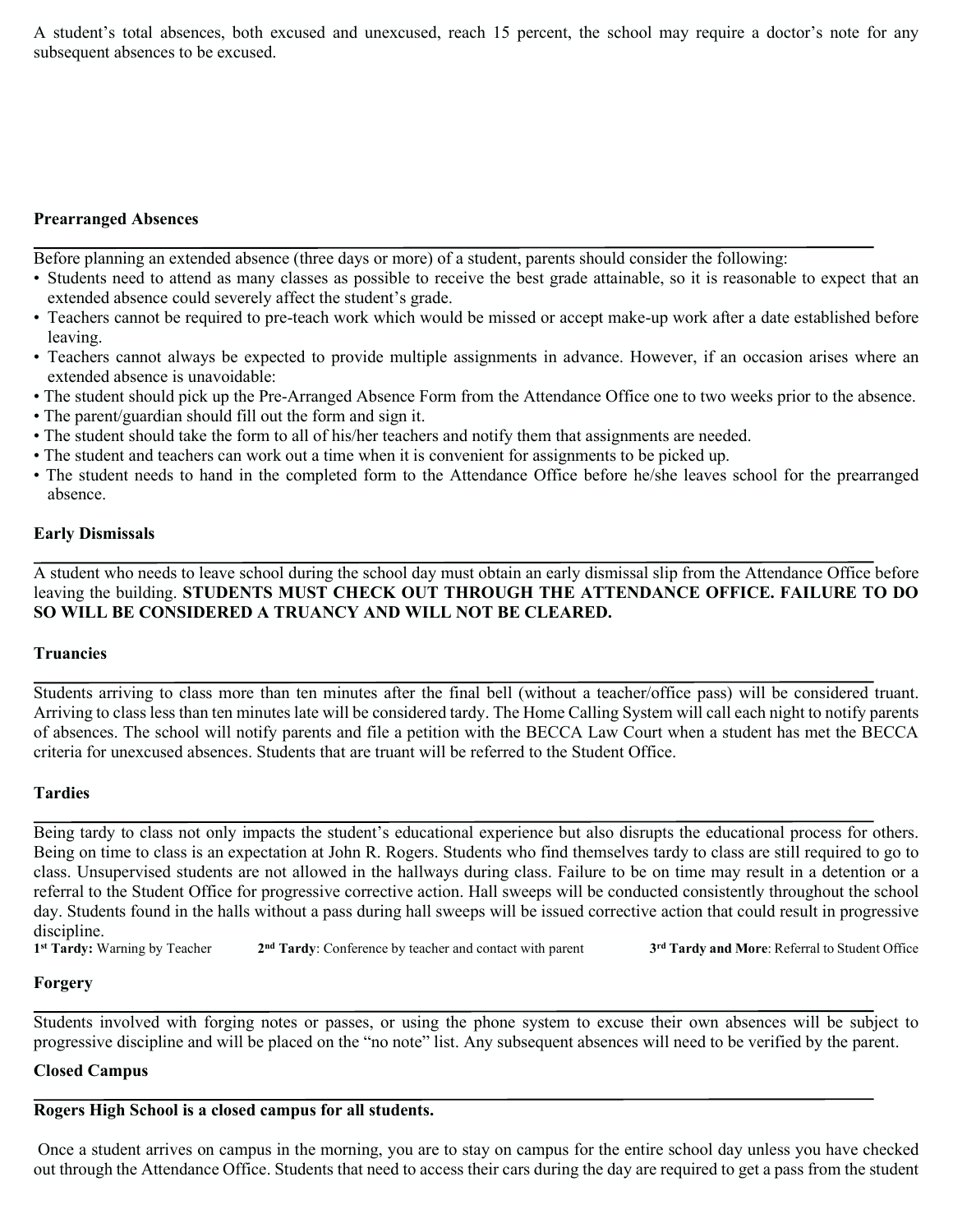A student's total absences, both excused and unexcused, reach 15 percent, the school may require a doctor's note for any subsequent absences to be excused.

**Prearranged Absences**

Before planning an extended absence (three days or more) of a student, parents should consider the following:

- Students need to attend as many classes as possible to receive the best grade attainable, so it is reasonable to expect that an extended absence could severely affect the student's grade.
- Teachers cannot be required to pre-teach work which would be missed or accept make-up work after a date established before leaving.
- Teachers cannot always be expected to provide multiple assignments in advance. However, if an occasion arises where an extended absence is unavoidable:
- The student should pick up the Pre-Arranged Absence Form from the Attendance Office one to two weeks prior to the absence.
- The parent/guardian should fill out the form and sign it.
- The student should take the form to all of his/her teachers and notify them that assignments are needed.
- The student and teachers can work out a time when it is convenient for assignments to be picked up.
- The student needs to hand in the completed form to the Attendance Office before he/she leaves school for the prearranged absence.

**Early Dismissals**

A student who needs to leave school during the school day must obtain an early dismissal slip from the Attendance Office before leaving the building. **STUDENTS MUST CHECK OUT THROUGH THE ATTENDANCE OFFICE. FAILURE TO DO SO WILL BE CONSIDERED A TRUANCY AND WILL NOT BE CLEARED.**

**Truancies**

Students arriving to class more than ten minutes after the final bell (without a teacher/office pass) will be considered truant. Arriving to class less than ten minutes late will be considered tardy. The Home Calling System will call each night to notify parents of absences. The school will notify parents and file a petition with the BECCA Law Court when a student has met the BECCA criteria for unexcused absences. Students that are truant will be referred to the Student Office.

**Tardies**

Being tardy to class not only impacts the student's educational experience but also disrupts the educational process for others. Being on time to class is an expectation at John R. Rogers. Students who find themselves tardy to class are still required to go to class. Unsupervised students are not allowed in the hallways during class. Failure to be on time may result in a detention or a referral to the Student Office for progressive corrective action. Hall sweeps will be conducted consistently throughout the school day. Students found in the halls without a pass during hall sweeps will be issued corrective action that could result in progressive discipline.

**1st Tardy:** Warning by Teacher **2nd Tardy**: Conference by teacher and contact with parent **3rd Tardy and More**: Referral to Student Office

**Forgery**

Students involved with forging notes or passes, or using the phone system to excuse their own absences will be subject to progressive discipline and will be placed on the "no note" list. Any subsequent absences will need to be verified by the parent.

**Closed Campus**

**Rogers High School is a closed campus for all students.**

Once a student arrives on campus in the morning, you are to stay on campus for the entire school day unless you have checked out through the Attendance Office. Students that need to access their cars during the day are required to get a pass from the student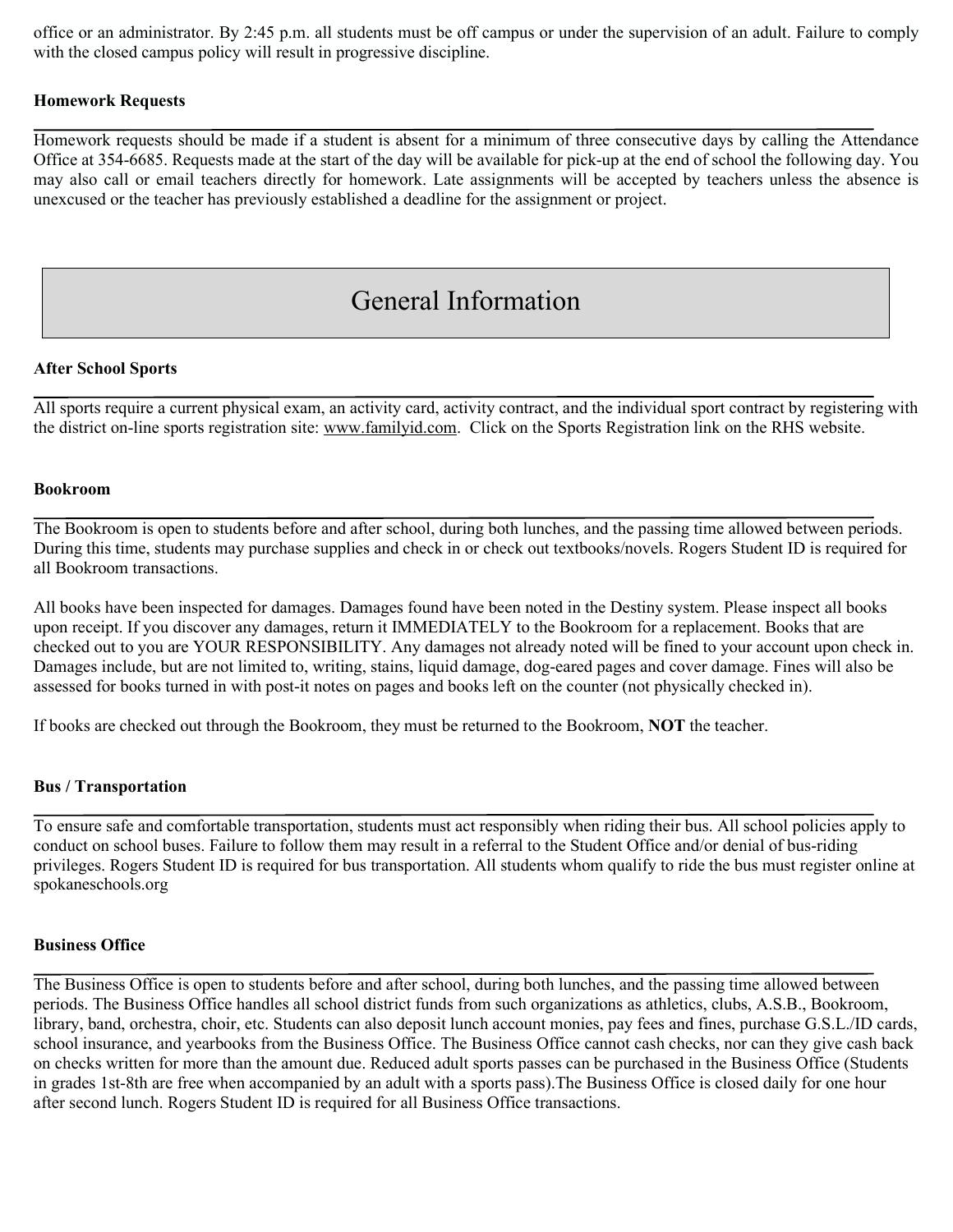office or an administrator. By 2:45 p.m. all students must be off campus or under the supervision of an adult. Failure to comply with the closed campus policy will result in progressive discipline.

### Homework Requests

Homework requests should be made if a student is absent for a minimum of three consecutive days by calling the Attendance Office at 354-6685. Requests made at the start of the day will be available for pick-up at the end of school the following day. You may also call or email teachers directly for homework. Late assignments will be accepted by teachers unless the absence is unexcused or the teacher has previously established a deadline for the assignment or project.

## General Information

### After School Sports

All sports require a current physical exam, an activity card, activity contract, and the individual sport contract by registering with the district on-line sports registration site: www.familyid.com. Click on the Sports Registration link on the RHS website.

### Bookroom

The Bookroom is open to students before and after school, during both lunches, and the passing time allowed between periods. During this time, students may purchase supplies and check in or check out textbooks/novels. Rogers Student ID is required for all Bookroom transactions.

All books have been inspected for damages. Damages found have been noted in the Destiny system. Please inspect all books upon receipt. If you discover any damages, return it IMMEDIATELY to the Bookroom for a replacement. Books that are checked out to you are YOUR RESPONSIBILITY. Any damages not already noted will be fined to your account upon check in. Damages include, but are not limited to, writing, stains, liquid damage, dog-eared pages and cover damage. Fines will also be assessed for books turned in with post-it notes on pages and books left on the counter (not physically checked in).

If books are checked out through the Bookroom, they must be returned to the Bookroom, **NOT** the teacher.

### Bus / Transportation

To ensure safe and comfortable transportation, students must act responsibly when riding their bus. All school policies apply to conduct on school buses. Failure to follow them may result in a referral to the Student Office and/or denial of bus-riding privileges. Rogers Student ID is required for bus transportation. All students whom qualify to ride the bus must register online at spokaneschools.org

### Business Office

The Business Office is open to students before and after school, during both lunches, and the passing time allowed between periods. The Business Office handles all school district funds from such organizations as athletics, clubs, A.S.B., Bookroom, library, band, orchestra, choir, etc. Students can also deposit lunch account monies, pay fees and fines, purchase G.S.L./ID cards, school insurance, and yearbooks from the Business Office. The Business Office cannot cash checks, nor can they give cash back on checks written for more than the amount due. Reduced adult sports passes can be purchased in the Business Office (Students in grades 1st-8th are free when accompanied by an adult with a sports pass).The Business Office is closed daily for one hour after second lunch. Rogers Student ID is required for all Business Office transactions.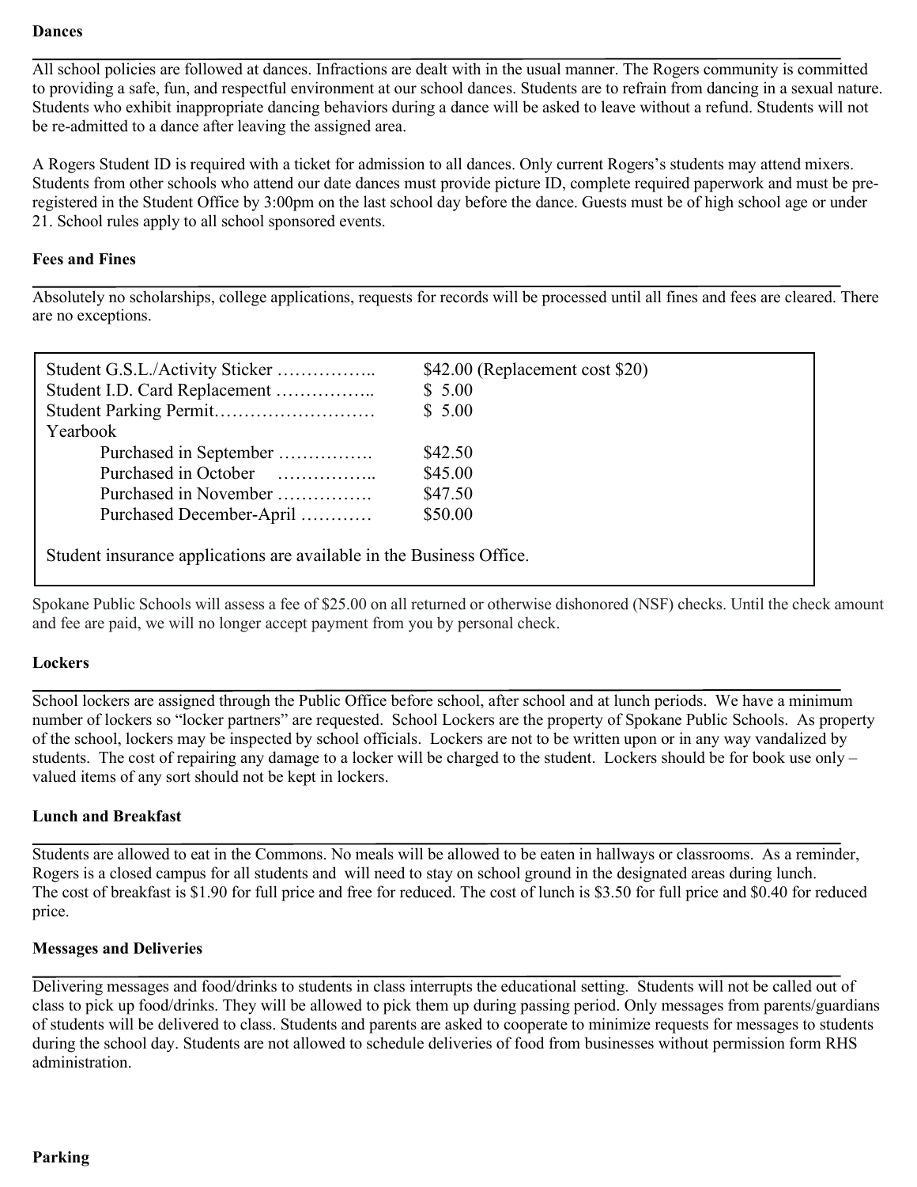**Dances**

All school policies are followed at dances. Infractions are dealt with in the usual manner. The Rogers community is committed to providing a safe, fun, and respectful environment at our school dances. Students are to refrain from dancing in a sexual nature. Students who exhibit inappropriate dancing behaviors during a dance will be asked to leave without a refund. Students will not be re-admitted to a dance after leaving the assigned area.

A Rogers Student ID is required with a ticket for admission to all dances. Only current Rogers's students may attend mixers. Students from other schools who attend our date dances must provide picture ID, complete required paperwork and must be pre-registered in the Student Office by 3:00pm on the last school day before the dance. Guests must be of high school age or under 21. School rules apply to all school sponsored events.

**Fees and Fines**

Absolutely no scholarships, college applications, requests for records will be processed until all fines and fees are cleared. There are no exceptions.

| Item | Cost |
|---|---|
| Student G.S.L./Activity Sticker …………….. | $42.00 (Replacement cost $20) |
| Student I.D. Card Replacement …………….. | $ 5.00 |
| Student Parking Permit……………………… | $ 5.00 |
| Yearbook | |
| Purchased in September ……………. | $42.50 |
| Purchased in October …………….. | $45.00 |
| Purchased in November ……………. | $47.50 |
| Purchased December-April ………… | $50.00 |

Student insurance applications are available in the Business Office.

Spokane Public Schools will assess a fee of $25.00 on all returned or otherwise dishonored (NSF) checks. Until the check amount and fee are paid, we will no longer accept payment from you by personal check.

**Lockers**

School lockers are assigned through the Public Office before school, after school and at lunch periods. We have a minimum number of lockers so "locker partners" are requested. School Lockers are the property of Spokane Public Schools. As property of the school, lockers may be inspected by school officials. Lockers are not to be written upon or in any way vandalized by students. The cost of repairing any damage to a locker will be charged to the student. Lockers should be for book use only – valued items of any sort should not be kept in lockers.

**Lunch and Breakfast**

Students are allowed to eat in the Commons. No meals will be allowed to be eaten in hallways or classrooms. As a reminder, Rogers is a closed campus for all students and will need to stay on school ground in the designated areas during lunch. The cost of breakfast is $1.90 for full price and free for reduced. The cost of lunch is $3.50 for full price and $0.40 for reduced price.

**Messages and Deliveries**

Delivering messages and food/drinks to students in class interrupts the educational setting. Students will not be called out of class to pick up food/drinks. They will be allowed to pick them up during passing period. Only messages from parents/guardians of students will be delivered to class. Students and parents are asked to cooperate to minimize requests for messages to students during the school day. Students are not allowed to schedule deliveries of food from businesses without permission form RHS administration.

**Parking**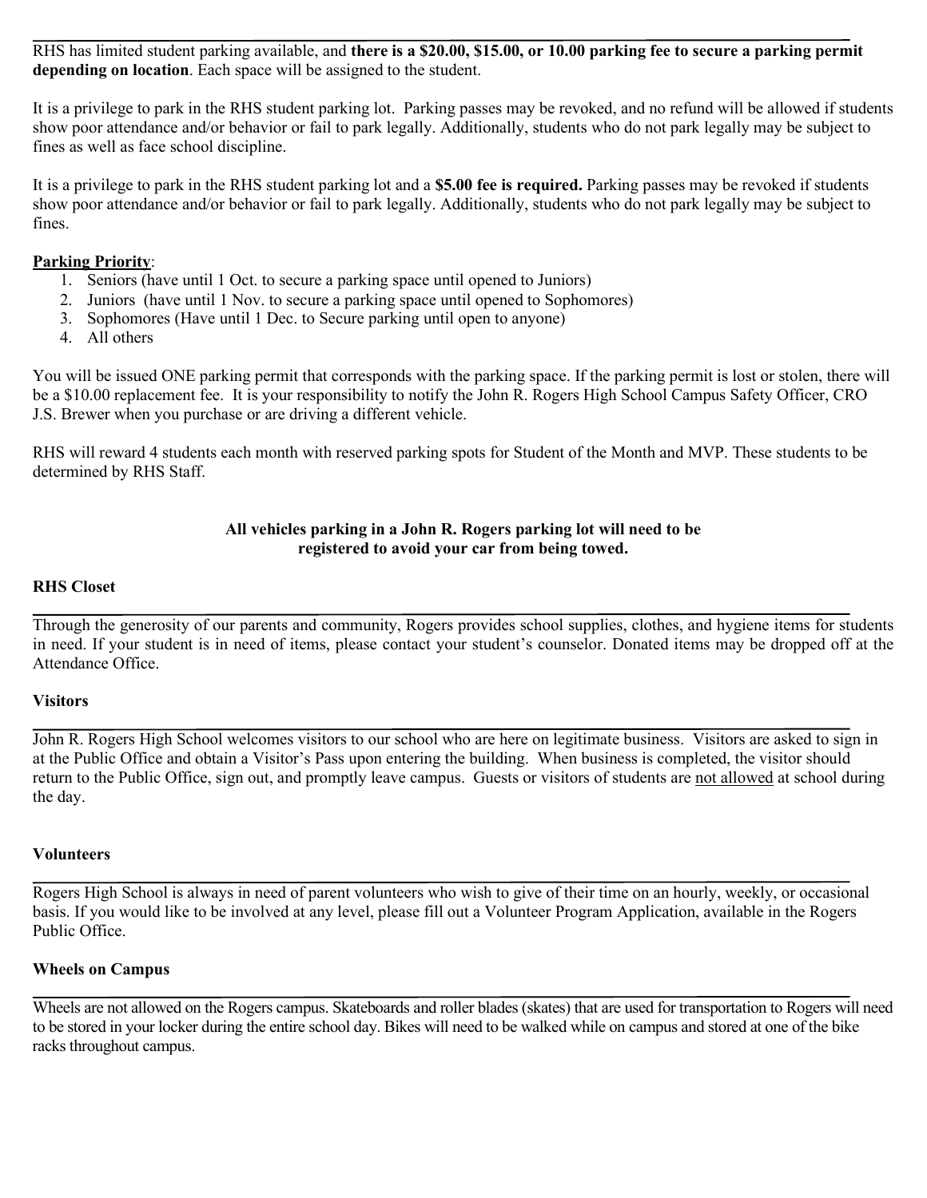RHS has limited student parking available, and **there is a $20.00, $15.00, or 10.00 parking fee to secure a parking permit depending on location**. Each space will be assigned to the student.

It is a privilege to park in the RHS student parking lot. Parking passes may be revoked, and no refund will be allowed if students show poor attendance and/or behavior or fail to park legally. Additionally, students who do not park legally may be subject to fines as well as face school discipline.

It is a privilege to park in the RHS student parking lot and a **$5.00 fee is required.** Parking passes may be revoked if students show poor attendance and/or behavior or fail to park legally. Additionally, students who do not park legally may be subject to fines.

**<u>Parking Priority</u>**:

1. Seniors (have until 1 Oct. to secure a parking space until opened to Juniors)
2. Juniors (have until 1 Nov. to secure a parking space until opened to Sophomores)
3. Sophomores (Have until 1 Dec. to Secure parking until open to anyone)
4. All others

You will be issued ONE parking permit that corresponds with the parking space. If the parking permit is lost or stolen, there will be a $10.00 replacement fee. It is your responsibility to notify the John R. Rogers High School Campus Safety Officer, CRO J.S. Brewer when you purchase or are driving a different vehicle.

RHS will reward 4 students each month with reserved parking spots for Student of the Month and MVP. These students to be determined by RHS Staff.

**All vehicles parking in a John R. Rogers parking lot will need to be registered to avoid your car from being towed.**

**RHS Closet**

Through the generosity of our parents and community, Rogers provides school supplies, clothes, and hygiene items for students in need. If your student is in need of items, please contact your student's counselor. Donated items may be dropped off at the Attendance Office.

**Visitors**

John R. Rogers High School welcomes visitors to our school who are here on legitimate business. Visitors are asked to sign in at the Public Office and obtain a Visitor's Pass upon entering the building. When business is completed, the visitor should return to the Public Office, sign out, and promptly leave campus. Guests or visitors of students are <u>not allowed</u> at school during the day.

**Volunteers**

Rogers High School is always in need of parent volunteers who wish to give of their time on an hourly, weekly, or occasional basis. If you would like to be involved at any level, please fill out a Volunteer Program Application, available in the Rogers Public Office.

**Wheels on Campus**

Wheels are not allowed on the Rogers campus. Skateboards and roller blades (skates) that are used for transportation to Rogers will need to be stored in your locker during the entire school day. Bikes will need to be walked while on campus and stored at one of the bike racks throughout campus.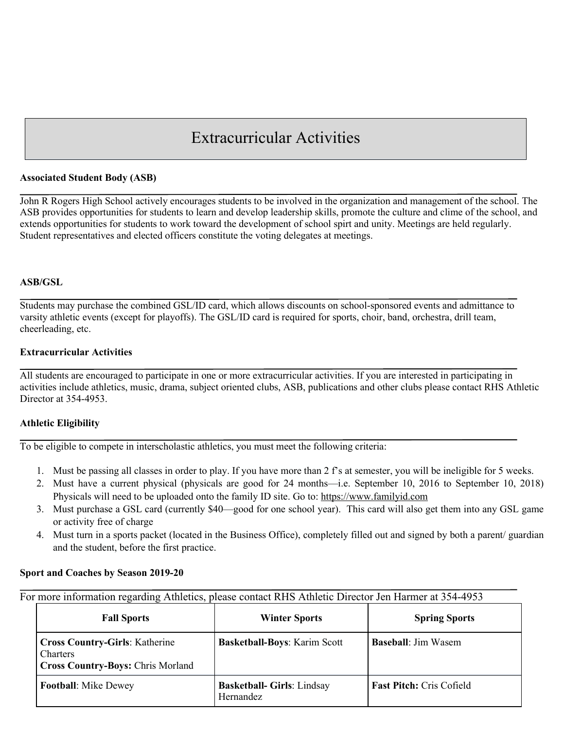# Extracurricular Activities

**Associated Student Body (ASB)**

John R Rogers High School actively encourages students to be involved in the organization and management of the school. The ASB provides opportunities for students to learn and develop leadership skills, promote the culture and clime of the school, and extends opportunities for students to work toward the development of school spirt and unity. Meetings are held regularly. Student representatives and elected officers constitute the voting delegates at meetings.

**ASB/GSL**

Students may purchase the combined GSL/ID card, which allows discounts on school-sponsored events and admittance to varsity athletic events (except for playoffs). The GSL/ID card is required for sports, choir, band, orchestra, drill team, cheerleading, etc.

**Extracurricular Activities**

All students are encouraged to participate in one or more extracurricular activities. If you are interested in participating in activities include athletics, music, drama, subject oriented clubs, ASB, publications and other clubs please contact RHS Athletic Director at 354-4953.

**Athletic Eligibility**

To be eligible to compete in interscholastic athletics, you must meet the following criteria:

1. Must be passing all classes in order to play. If you have more than 2 f's at semester, you will be ineligible for 5 weeks.
2. Must have a current physical (physicals are good for 24 months—i.e. September 10, 2016 to September 10, 2018) Physicals will need to be uploaded onto the family ID site. Go to: https://www.familyid.com
3. Must purchase a GSL card (currently $40—good for one school year). This card will also get them into any GSL game or activity free of charge
4. Must turn in a sports packet (located in the Business Office), completely filled out and signed by both a parent/ guardian and the student, before the first practice.

**Sport and Coaches by Season 2019-20**

For more information regarding Athletics, please contact RHS Athletic Director Jen Harmer at 354-4953

| Fall Sports | Winter Sports | Spring Sports |
|---|---|---|
| **Cross Country-Girls**: Katherine Charters<br>**Cross Country-Boys:** Chris Morland | **Basketball-Boys**: Karim Scott | **Baseball**: Jim Wasem |
| **Football**: Mike Dewey | **Basketball- Girls**: Lindsay Hernandez | **Fast Pitch:** Cris Cofield |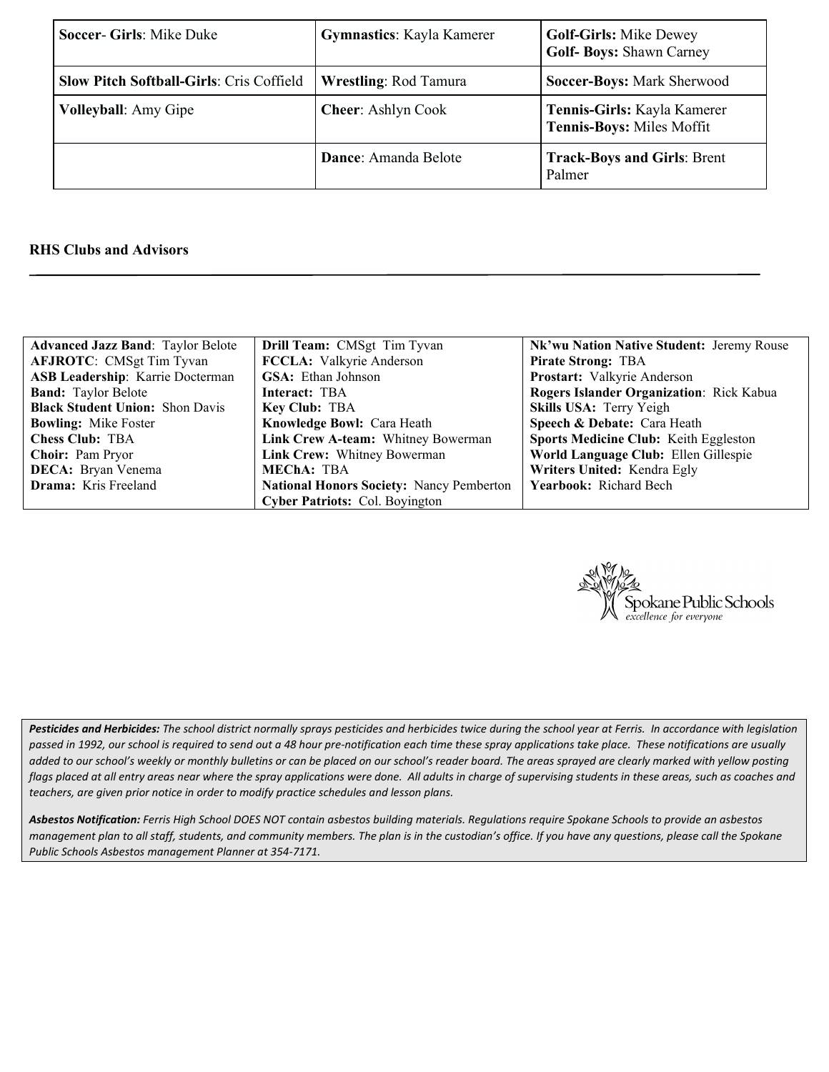| **Soccer- Girls**: Mike Duke | **Gymnastics**: Kayla Kamerer | **Golf-Girls:** Mike Dewey<br>**Golf- Boys:** Shawn Carney |
|---|---|---|
| **Slow Pitch Softball-Girls**: Cris Coffield | **Wrestling**: Rod Tamura | **Soccer-Boys:** Mark Sherwood |
| **Volleyball**: Amy Gipe | **Cheer**: Ashlyn Cook | **Tennis-Girls:** Kayla Kamerer<br>**Tennis-Boys:** Miles Moffit |
| | **Dance**: Amanda Belote | **Track-Boys and Girls**: Brent Palmer |

**RHS Clubs and Advisors**

| | | |
|---|---|---|
| **Advanced Jazz Band**: Taylor Belote<br>**AFJROTC**: CMSgt Tim Tyvan<br>**ASB Leadership**: Karrie Docterman<br>**Band:** Taylor Belote<br>**Black Student Union:** Shon Davis<br>**Bowling:** Mike Foster<br>**Chess Club:** TBA<br>**Choir:** Pam Pryor<br>**DECA:** Bryan Venema<br>**Drama:** Kris Freeland | **Drill Team:** CMSgt Tim Tyvan<br>**FCCLA:** Valkyrie Anderson<br>**GSA:** Ethan Johnson<br>**Interact:** TBA<br>**Key Club:** TBA<br>**Knowledge Bowl:** Cara Heath<br>**Link Crew A-team:** Whitney Bowerman<br>**Link Crew:** Whitney Bowerman<br>**MEChA:** TBA<br>**National Honors Society:** Nancy Pemberton<br>**Cyber Patriots:** Col. Boyington | **Nk'wu Nation Native Student:** Jeremy Rouse<br>**Pirate Strong:** TBA<br>**Prostart:** Valkyrie Anderson<br>**Rogers Islander Organization**: Rick Kabua<br>**Skills USA:** Terry Yeigh<br>**Speech & Debate:** Cara Heath<br>**Sports Medicine Club:** Keith Eggleston<br>**World Language Club:** Ellen Gillespie<br>**Writers United:** Kendra Egly<br>**Yearbook:** Richard Bech |

Spokane Public Schools
*excellence for everyone*

***Pesticides and Herbicides:*** *The school district normally sprays pesticides and herbicides twice during the school year at Ferris. In accordance with legislation passed in 1992, our school is required to send out a 48 hour pre-notification each time these spray applications take place. These notifications are usually added to our school's weekly or monthly bulletins or can be placed on our school's reader board. The areas sprayed are clearly marked with yellow posting flags placed at all entry areas near where the spray applications were done. All adults in charge of supervising students in these areas, such as coaches and teachers, are given prior notice in order to modify practice schedules and lesson plans.*

***Asbestos Notification:*** *Ferris High School DOES NOT contain asbestos building materials. Regulations require Spokane Schools to provide an asbestos management plan to all staff, students, and community members. The plan is in the custodian's office. If you have any questions, please call the Spokane Public Schools Asbestos management Planner at 354-7171.*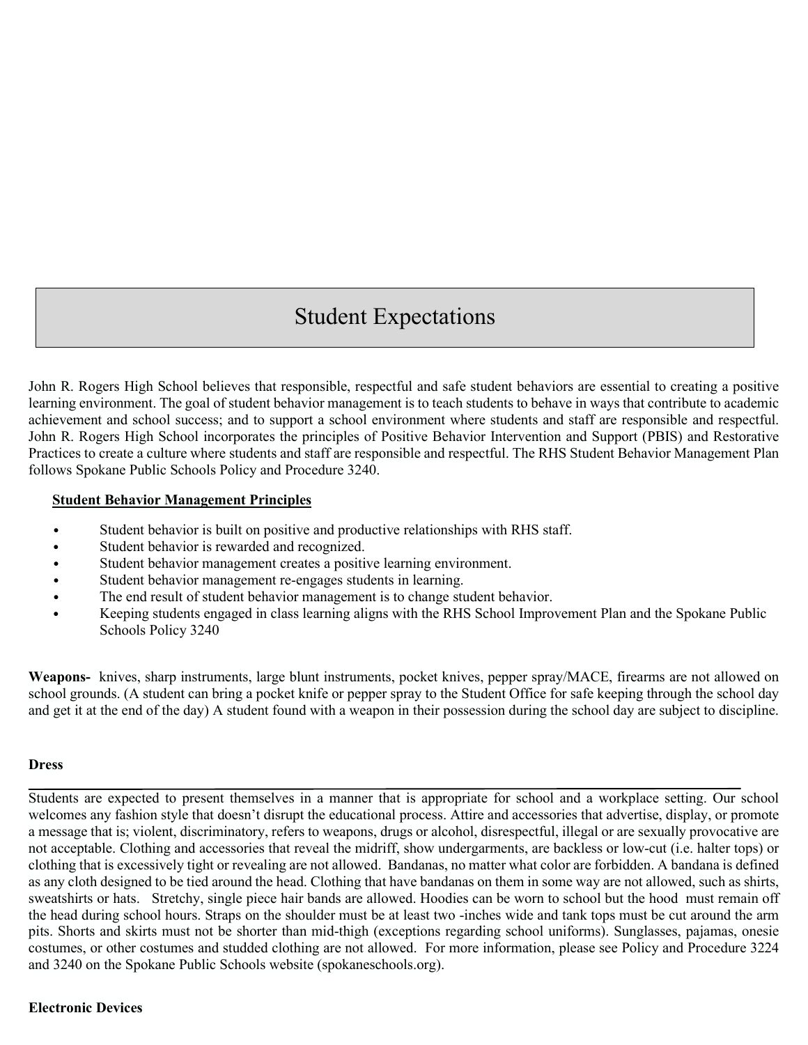# Student Expectations

John R. Rogers High School believes that responsible, respectful and safe student behaviors are essential to creating a positive learning environment. The goal of student behavior management is to teach students to behave in ways that contribute to academic achievement and school success; and to support a school environment where students and staff are responsible and respectful. John R. Rogers High School incorporates the principles of Positive Behavior Intervention and Support (PBIS) and Restorative Practices to create a culture where students and staff are responsible and respectful. The RHS Student Behavior Management Plan follows Spokane Public Schools Policy and Procedure 3240.

**Student Behavior Management Principles**

- Student behavior is built on positive and productive relationships with RHS staff.
- Student behavior is rewarded and recognized.
- Student behavior management creates a positive learning environment.
- Student behavior management re-engages students in learning.
- The end result of student behavior management is to change student behavior.
- Keeping students engaged in class learning aligns with the RHS School Improvement Plan and the Spokane Public Schools Policy 3240

**Weapons-** knives, sharp instruments, large blunt instruments, pocket knives, pepper spray/MACE, firearms are not allowed on school grounds. (A student can bring a pocket knife or pepper spray to the Student Office for safe keeping through the school day and get it at the end of the day) A student found with a weapon in their possession during the school day are subject to discipline.

**Dress**

Students are expected to present themselves in a manner that is appropriate for school and a workplace setting. Our school welcomes any fashion style that doesn't disrupt the educational process. Attire and accessories that advertise, display, or promote a message that is; violent, discriminatory, refers to weapons, drugs or alcohol, disrespectful, illegal or are sexually provocative are not acceptable. Clothing and accessories that reveal the midriff, show undergarments, are backless or low-cut (i.e. halter tops) or clothing that is excessively tight or revealing are not allowed. Bandanas, no matter what color are forbidden. A bandana is defined as any cloth designed to be tied around the head. Clothing that have bandanas on them in some way are not allowed, such as shirts, sweatshirts or hats. Stretchy, single piece hair bands are allowed. Hoodies can be worn to school but the hood must remain off the head during school hours. Straps on the shoulder must be at least two -inches wide and tank tops must be cut around the arm pits. Shorts and skirts must not be shorter than mid-thigh (exceptions regarding school uniforms). Sunglasses, pajamas, onesie costumes, or other costumes and studded clothing are not allowed. For more information, please see Policy and Procedure 3224 and 3240 on the Spokane Public Schools website (spokaneschools.org).

**Electronic Devices**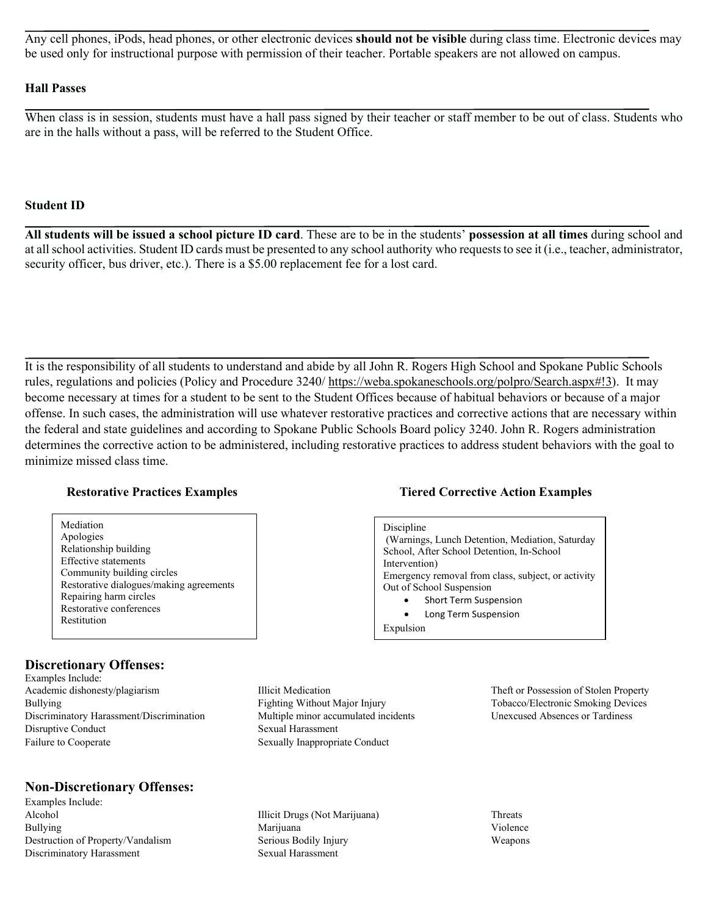Any cell phones, iPods, head phones, or other electronic devices **should not be visible** during class time. Electronic devices may be used only for instructional purpose with permission of their teacher. Portable speakers are not allowed on campus.

**Hall Passes**

When class is in session, students must have a hall pass signed by their teacher or staff member to be out of class. Students who are in the halls without a pass, will be referred to the Student Office.

**Student ID**

**All students will be issued a school picture ID card**. These are to be in the students' **possession at all times** during school and at all school activities. Student ID cards must be presented to any school authority who requests to see it (i.e., teacher, administrator, security officer, bus driver, etc.). There is a $5.00 replacement fee for a lost card.

It is the responsibility of all students to understand and abide by all John R. Rogers High School and Spokane Public Schools rules, regulations and policies (Policy and Procedure 3240/ https://weba.spokaneschools.org/polpro/Search.aspx#!3). It may become necessary at times for a student to be sent to the Student Offices because of habitual behaviors or because of a major offense. In such cases, the administration will use whatever restorative practices and corrective actions that are necessary within the federal and state guidelines and according to Spokane Public Schools Board policy 3240. John R. Rogers administration determines the corrective action to be administered, including restorative practices to address student behaviors with the goal to minimize missed class time.

**Restorative Practices Examples**

Mediation
Apologies
Relationship building
Effective statements
Community building circles
Restorative dialogues/making agreements
Repairing harm circles
Restorative conferences
Restitution

**Tiered Corrective Action Examples**

Discipline
(Warnings, Lunch Detention, Mediation, Saturday School, After School Detention, In-School Intervention)
Emergency removal from class, subject, or activity
Out of School Suspension
- Short Term Suspension
- Long Term Suspension

Expulsion

## Discretionary Offenses:

Examples Include:

Academic dishonesty/plagiarism
Bullying
Discriminatory Harassment/Discrimination
Disruptive Conduct
Failure to Cooperate
Illicit Medication
Fighting Without Major Injury
Multiple minor accumulated incidents
Sexual Harassment
Sexually Inappropriate Conduct
Theft or Possession of Stolen Property
Tobacco/Electronic Smoking Devices
Unexcused Absences or Tardiness

## Non-Discretionary Offenses:

Examples Include:

Alcohol
Bullying
Destruction of Property/Vandalism
Discriminatory Harassment
Illicit Drugs (Not Marijuana)
Marijuana
Serious Bodily Injury
Sexual Harassment
Threats
Violence
Weapons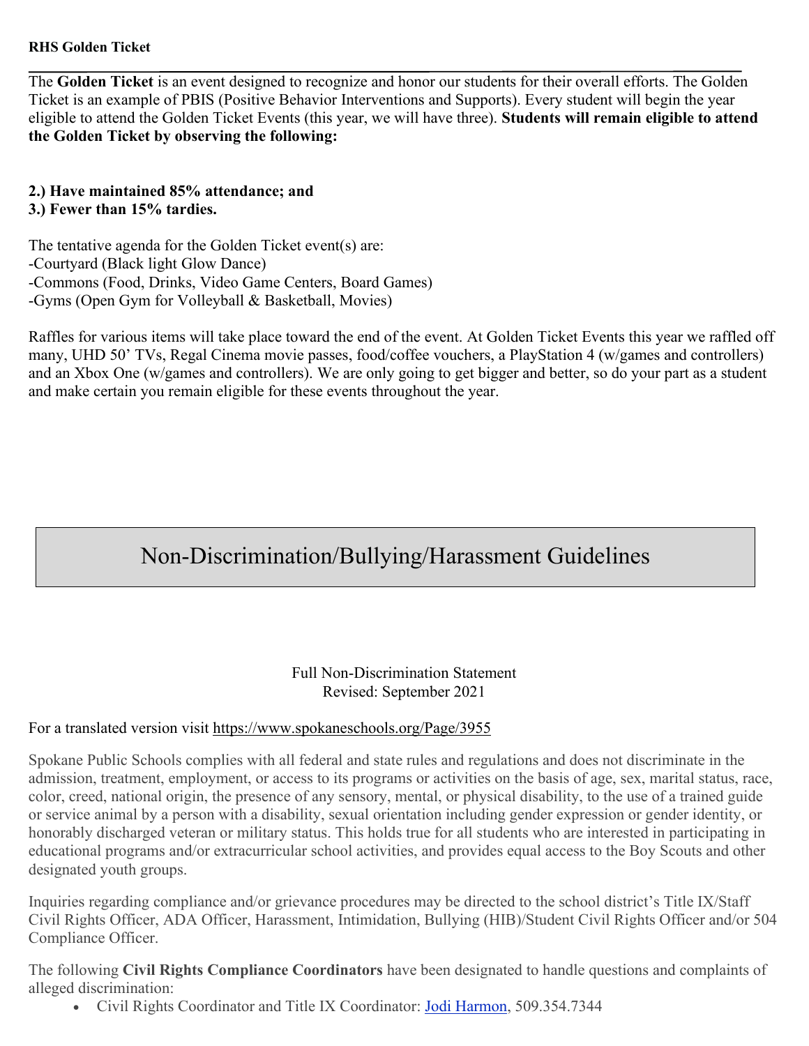**RHS Golden Ticket**

The **Golden Ticket** is an event designed to recognize and honor our students for their overall efforts. The Golden Ticket is an example of PBIS (Positive Behavior Interventions and Supports). Every student will begin the year eligible to attend the Golden Ticket Events (this year, we will have three). **Students will remain eligible to attend the Golden Ticket by observing the following:**

**2.) Have maintained 85% attendance; and**
**3.) Fewer than 15% tardies.**

The tentative agenda for the Golden Ticket event(s) are:
-Courtyard (Black light Glow Dance)
-Commons (Food, Drinks, Video Game Centers, Board Games)
-Gyms (Open Gym for Volleyball & Basketball, Movies)

Raffles for various items will take place toward the end of the event. At Golden Ticket Events this year we raffled off many, UHD 50' TVs, Regal Cinema movie passes, food/coffee vouchers, a PlayStation 4 (w/games and controllers) and an Xbox One (w/games and controllers). We are only going to get bigger and better, so do your part as a student and make certain you remain eligible for these events throughout the year.

# Non-Discrimination/Bullying/Harassment Guidelines

Full Non-Discrimination Statement
Revised: September 2021

For a translated version visit https://www.spokaneschools.org/Page/3955

Spokane Public Schools complies with all federal and state rules and regulations and does not discriminate in the admission, treatment, employment, or access to its programs or activities on the basis of age, sex, marital status, race, color, creed, national origin, the presence of any sensory, mental, or physical disability, to the use of a trained guide or service animal by a person with a disability, sexual orientation including gender expression or gender identity, or honorably discharged veteran or military status. This holds true for all students who are interested in participating in educational programs and/or extracurricular school activities, and provides equal access to the Boy Scouts and other designated youth groups.

Inquiries regarding compliance and/or grievance procedures may be directed to the school district's Title IX/Staff Civil Rights Officer, ADA Officer, Harassment, Intimidation, Bullying (HIB)/Student Civil Rights Officer and/or 504 Compliance Officer.

The following **Civil Rights Compliance Coordinators** have been designated to handle questions and complaints of alleged discrimination:

- Civil Rights Coordinator and Title IX Coordinator: Jodi Harmon, 509.354.7344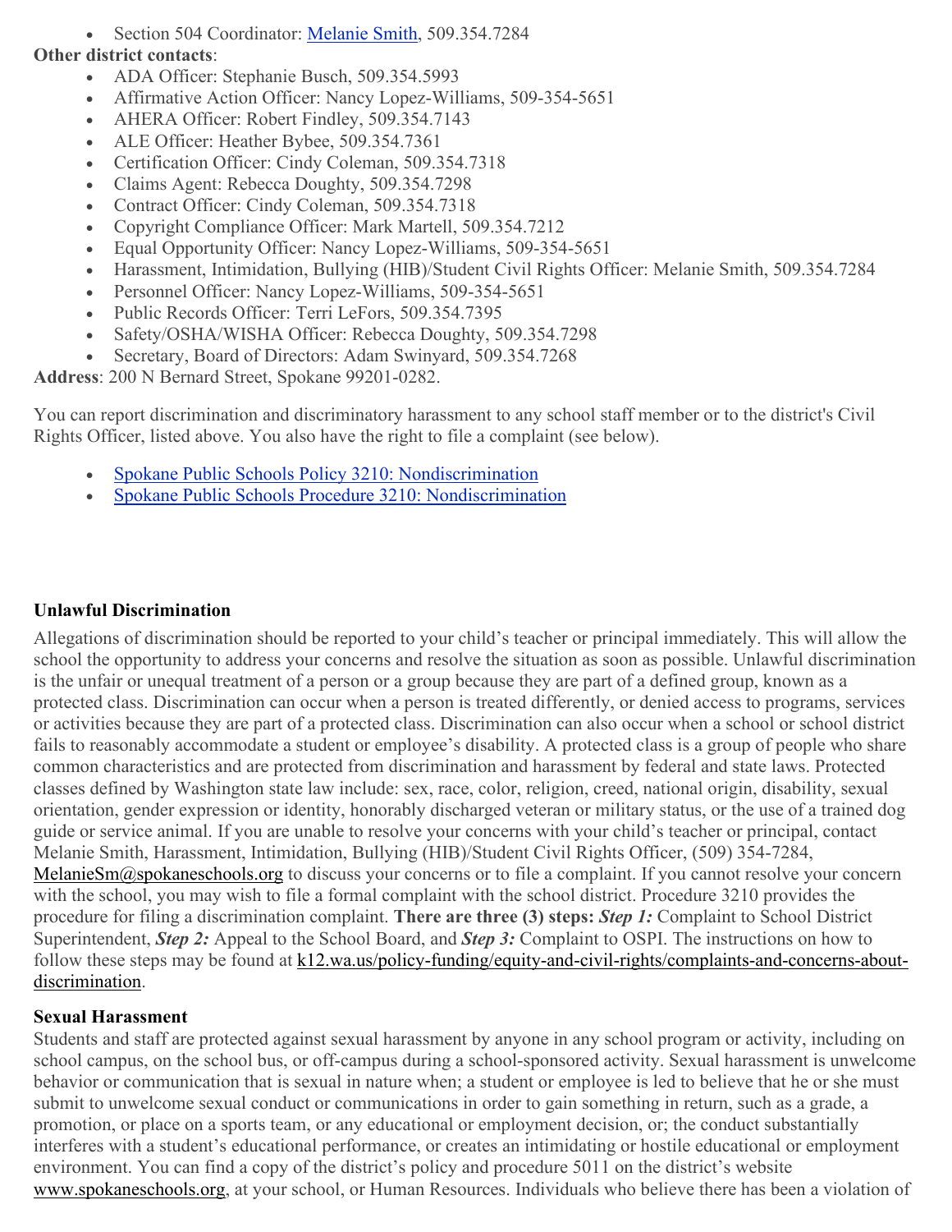- Section 504 Coordinator: [Melanie Smith](), 509.354.7284

**Other district contacts**:

- ADA Officer: Stephanie Busch, 509.354.5993
- Affirmative Action Officer: Nancy Lopez-Williams, 509-354-5651
- AHERA Officer: Robert Findley, 509.354.7143
- ALE Officer: Heather Bybee, 509.354.7361
- Certification Officer: Cindy Coleman, 509.354.7318
- Claims Agent: Rebecca Doughty, 509.354.7298
- Contract Officer: Cindy Coleman, 509.354.7318
- Copyright Compliance Officer: Mark Martell, 509.354.7212
- Equal Opportunity Officer: Nancy Lopez-Williams, 509-354-5651
- Harassment, Intimidation, Bullying (HIB)/Student Civil Rights Officer: Melanie Smith, 509.354.7284
- Personnel Officer: Nancy Lopez-Williams, 509-354-5651
- Public Records Officer: Terri LeFors, 509.354.7395
- Safety/OSHA/WISHA Officer: Rebecca Doughty, 509.354.7298
- Secretary, Board of Directors: Adam Swinyard, 509.354.7268

**Address**: 200 N Bernard Street, Spokane 99201-0282.

You can report discrimination and discriminatory harassment to any school staff member or to the district's Civil Rights Officer, listed above. You also have the right to file a complaint (see below).

- [Spokane Public Schools Policy 3210: Nondiscrimination]()
- [Spokane Public Schools Procedure 3210: Nondiscrimination]()

**Unlawful Discrimination**

Allegations of discrimination should be reported to your child's teacher or principal immediately. This will allow the school the opportunity to address your concerns and resolve the situation as soon as possible. Unlawful discrimination is the unfair or unequal treatment of a person or a group because they are part of a defined group, known as a protected class. Discrimination can occur when a person is treated differently, or denied access to programs, services or activities because they are part of a protected class. Discrimination can also occur when a school or school district fails to reasonably accommodate a student or employee's disability. A protected class is a group of people who share common characteristics and are protected from discrimination and harassment by federal and state laws. Protected classes defined by Washington state law include: sex, race, color, religion, creed, national origin, disability, sexual orientation, gender expression or identity, honorably discharged veteran or military status, or the use of a trained dog guide or service animal. If you are unable to resolve your concerns with your child's teacher or principal, contact Melanie Smith, Harassment, Intimidation, Bullying (HIB)/Student Civil Rights Officer, (509) 354-7284, MelanieSm@spokaneschools.org to discuss your concerns or to file a complaint. If you cannot resolve your concern with the school, you may wish to file a formal complaint with the school district. Procedure 3210 provides the procedure for filing a discrimination complaint. **There are three (3) steps:** ***Step 1:*** Complaint to School District Superintendent, ***Step 2:*** Appeal to the School Board, and ***Step 3:*** Complaint to OSPI. The instructions on how to follow these steps may be found at k12.wa.us/policy-funding/equity-and-civil-rights/complaints-and-concerns-about-discrimination.

**Sexual Harassment**

Students and staff are protected against sexual harassment by anyone in any school program or activity, including on school campus, on the school bus, or off-campus during a school-sponsored activity. Sexual harassment is unwelcome behavior or communication that is sexual in nature when; a student or employee is led to believe that he or she must submit to unwelcome sexual conduct or communications in order to gain something in return, such as a grade, a promotion, or place on a sports team, or any educational or employment decision, or; the conduct substantially interferes with a student's educational performance, or creates an intimidating or hostile educational or employment environment. You can find a copy of the district's policy and procedure 5011 on the district's website www.spokaneschools.org, at your school, or Human Resources. Individuals who believe there has been a violation of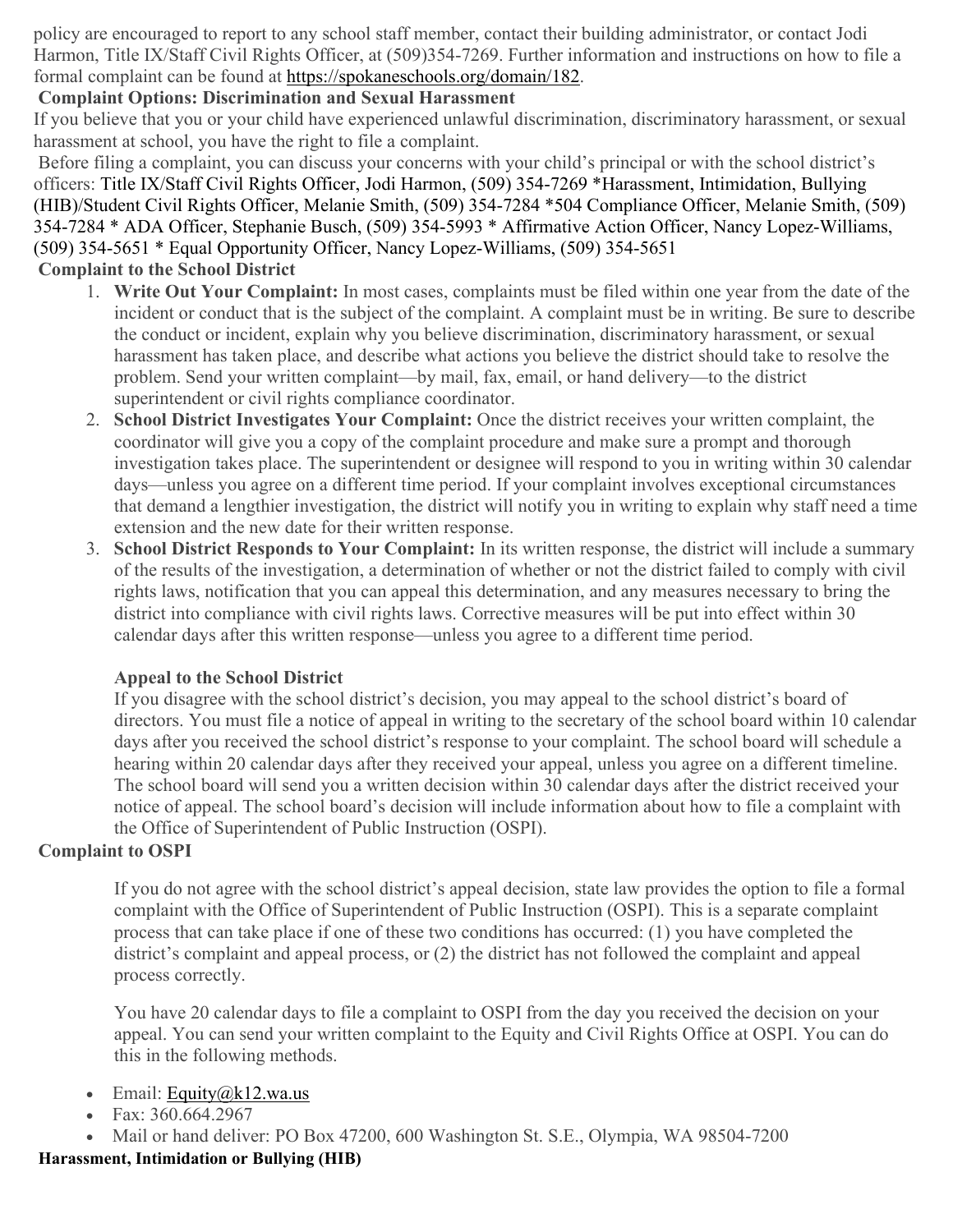policy are encouraged to report to any school staff member, contact their building administrator, or contact Jodi Harmon, Title IX/Staff Civil Rights Officer, at (509)354-7269. Further information and instructions on how to file a formal complaint can be found at https://spokaneschools.org/domain/182.

**Complaint Options: Discrimination and Sexual Harassment**

If you believe that you or your child have experienced unlawful discrimination, discriminatory harassment, or sexual harassment at school, you have the right to file a complaint.

Before filing a complaint, you can discuss your concerns with your child's principal or with the school district's officers: Title IX/Staff Civil Rights Officer, Jodi Harmon, (509) 354-7269 *Harassment, Intimidation, Bullying (HIB)/Student Civil Rights Officer, Melanie Smith, (509) 354-7284 *504 Compliance Officer, Melanie Smith, (509) 354-7284 * ADA Officer, Stephanie Busch, (509) 354-5993 * Affirmative Action Officer, Nancy Lopez-Williams, (509) 354-5651 * Equal Opportunity Officer, Nancy Lopez-Williams, (509) 354-5651

**Complaint to the School District**

1. **Write Out Your Complaint:** In most cases, complaints must be filed within one year from the date of the incident or conduct that is the subject of the complaint. A complaint must be in writing. Be sure to describe the conduct or incident, explain why you believe discrimination, discriminatory harassment, or sexual harassment has taken place, and describe what actions you believe the district should take to resolve the problem. Send your written complaint—by mail, fax, email, or hand delivery—to the district superintendent or civil rights compliance coordinator.
2. **School District Investigates Your Complaint:** Once the district receives your written complaint, the coordinator will give you a copy of the complaint procedure and make sure a prompt and thorough investigation takes place. The superintendent or designee will respond to you in writing within 30 calendar days—unless you agree on a different time period. If your complaint involves exceptional circumstances that demand a lengthier investigation, the district will notify you in writing to explain why staff need a time extension and the new date for their written response.
3. **School District Responds to Your Complaint:** In its written response, the district will include a summary of the results of the investigation, a determination of whether or not the district failed to comply with civil rights laws, notification that you can appeal this determination, and any measures necessary to bring the district into compliance with civil rights laws. Corrective measures will be put into effect within 30 calendar days after this written response—unless you agree to a different time period.

**Appeal to the School District**

If you disagree with the school district's decision, you may appeal to the school district's board of directors. You must file a notice of appeal in writing to the secretary of the school board within 10 calendar days after you received the school district's response to your complaint. The school board will schedule a hearing within 20 calendar days after they received your appeal, unless you agree on a different timeline. The school board will send you a written decision within 30 calendar days after the district received your notice of appeal. The school board's decision will include information about how to file a complaint with the Office of Superintendent of Public Instruction (OSPI).

**Complaint to OSPI**

If you do not agree with the school district's appeal decision, state law provides the option to file a formal complaint with the Office of Superintendent of Public Instruction (OSPI). This is a separate complaint process that can take place if one of these two conditions has occurred: (1) you have completed the district's complaint and appeal process, or (2) the district has not followed the complaint and appeal process correctly.

You have 20 calendar days to file a complaint to OSPI from the day you received the decision on your appeal. You can send your written complaint to the Equity and Civil Rights Office at OSPI. You can do this in the following methods.

- Email: Equity@k12.wa.us
- Fax: 360.664.2967
- Mail or hand deliver: PO Box 47200, 600 Washington St. S.E., Olympia, WA 98504-7200

**Harassment, Intimidation or Bullying (HIB)**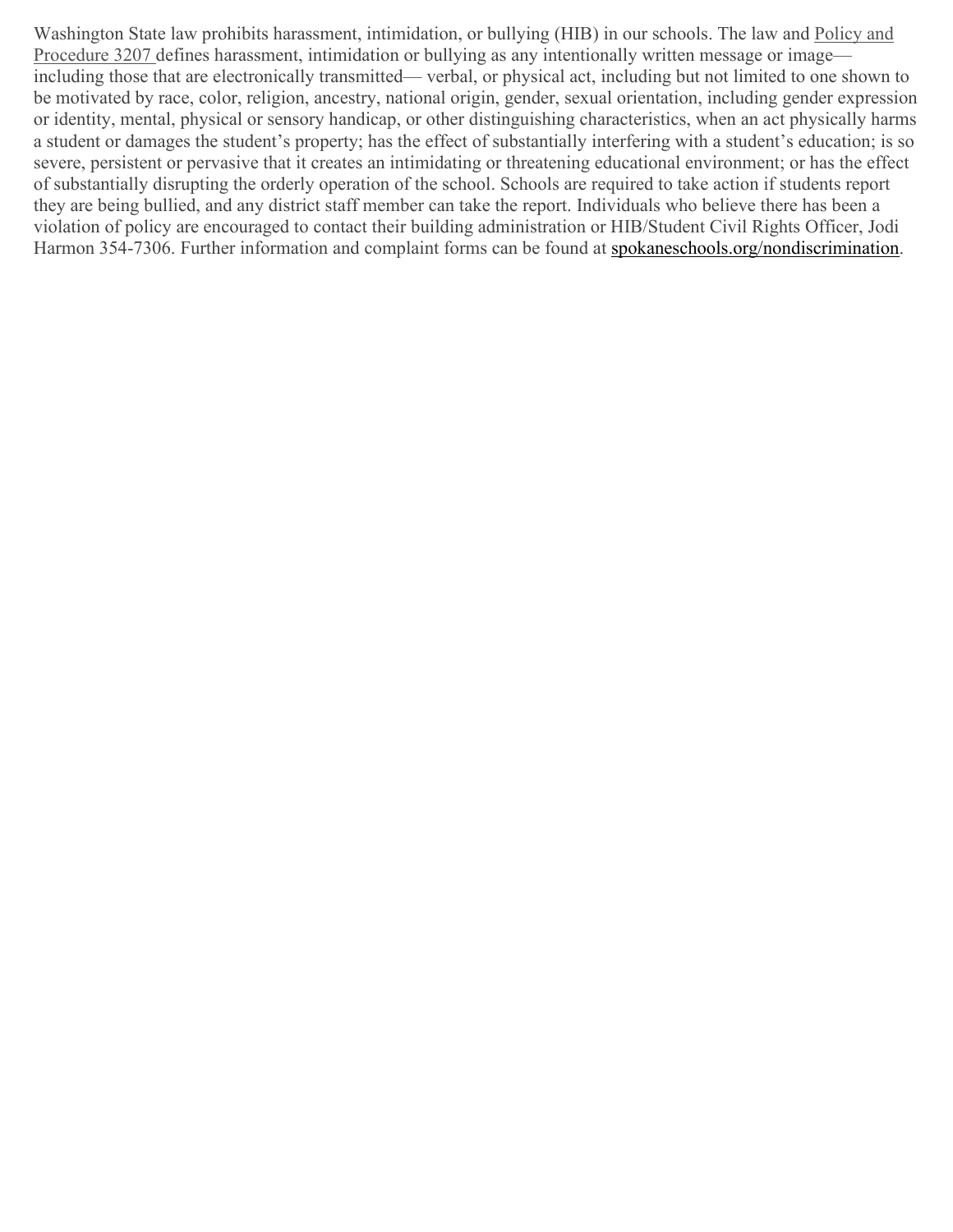Washington State law prohibits harassment, intimidation, or bullying (HIB) in our schools. The law and Policy and Procedure 3207 defines harassment, intimidation or bullying as any intentionally written message or image—including those that are electronically transmitted— verbal, or physical act, including but not limited to one shown to be motivated by race, color, religion, ancestry, national origin, gender, sexual orientation, including gender expression or identity, mental, physical or sensory handicap, or other distinguishing characteristics, when an act physically harms a student or damages the student's property; has the effect of substantially interfering with a student's education; is so severe, persistent or pervasive that it creates an intimidating or threatening educational environment; or has the effect of substantially disrupting the orderly operation of the school. Schools are required to take action if students report they are being bullied, and any district staff member can take the report. Individuals who believe there has been a violation of policy are encouraged to contact their building administration or HIB/Student Civil Rights Officer, Jodi Harmon 354-7306. Further information and complaint forms can be found at spokaneschools.org/nondiscrimination.